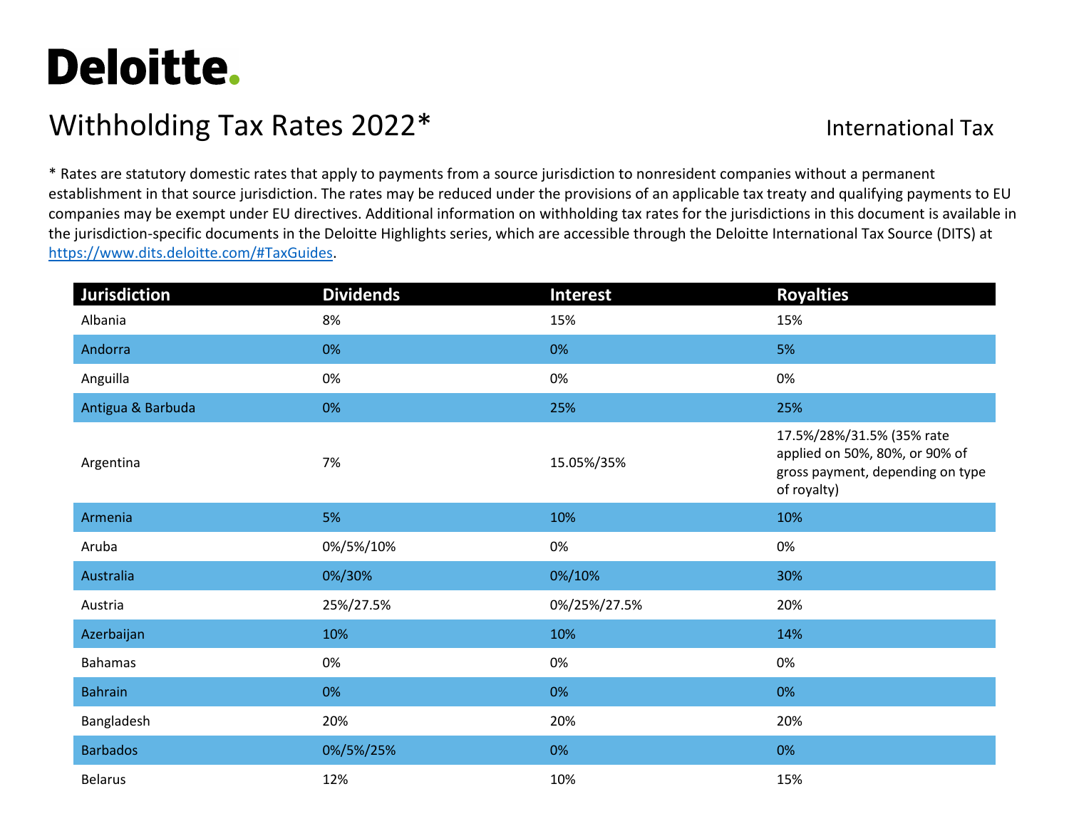# Deloitte.

## Withholding Tax Rates 2022*

International Tax

* Rates are statutory domestic rates that apply to payments from a source jurisdiction to nonresident companies without a permanent establishment in that source jurisdiction. The rates may be reduced under the provisions of an applicable tax treaty and qualifying payments to EU companies may be exempt under EU directives. Additional information on withholding tax rates for the jurisdictions in this document is available in the jurisdiction-specific documents in the Deloitte Highlights series, which are accessible through the Deloitte International Tax Source (DITS) at https://www.dits.deloitte.com/#TaxGuides.

| Jurisdiction | Dividends | Interest | Royalties |
|---|---|---|---|
| Albania | 8% | 15% | 15% |
| Andorra | 0% | 0% | 5% |
| Anguilla | 0% | 0% | 0% |
| Antigua & Barbuda | 0% | 25% | 25% |
| Argentina | 7% | 15.05%/35% | 17.5%/28%/31.5% (35% rate applied on 50%, 80%, or 90% of gross payment, depending on type of royalty) |
| Armenia | 5% | 10% | 10% |
| Aruba | 0%/5%/10% | 0% | 0% |
| Australia | 0%/30% | 0%/10% | 30% |
| Austria | 25%/27.5% | 0%/25%/27.5% | 20% |
| Azerbaijan | 10% | 10% | 14% |
| Bahamas | 0% | 0% | 0% |
| Bahrain | 0% | 0% | 0% |
| Bangladesh | 20% | 20% | 20% |
| Barbados | 0%/5%/25% | 0% | 0% |
| Belarus | 12% | 10% | 15% |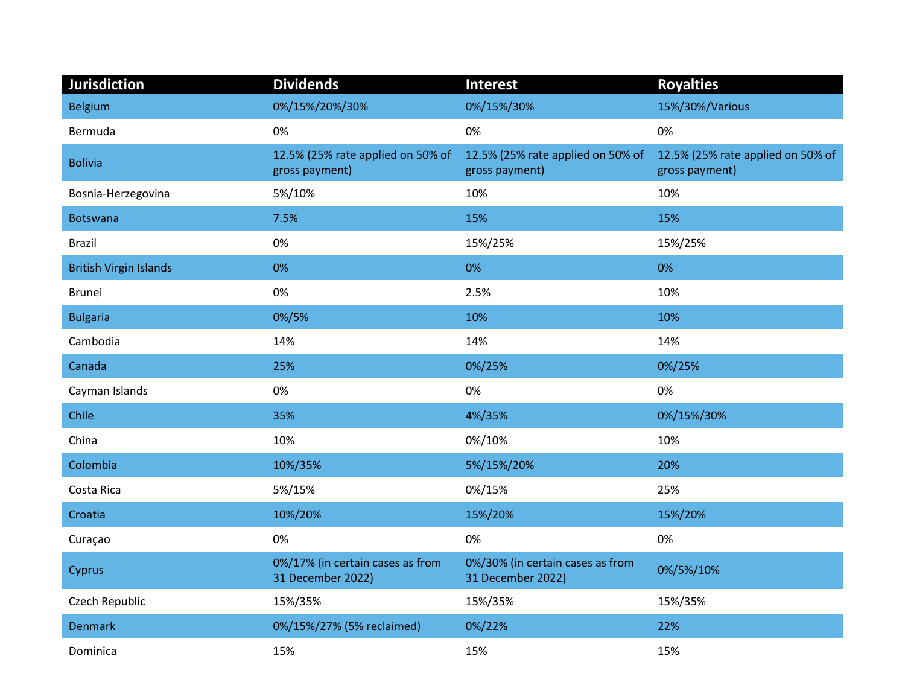| Jurisdiction | Dividends | Interest | Royalties |
|---|---|---|---|
| Belgium | 0%/15%/20%/30% | 0%/15%/30% | 15%/30%/Various |
| Bermuda | 0% | 0% | 0% |
| Bolivia | 12.5% (25% rate applied on 50% of gross payment) | 12.5% (25% rate applied on 50% of gross payment) | 12.5% (25% rate applied on 50% of gross payment) |
| Bosnia-Herzegovina | 5%/10% | 10% | 10% |
| Botswana | 7.5% | 15% | 15% |
| Brazil | 0% | 15%/25% | 15%/25% |
| British Virgin Islands | 0% | 0% | 0% |
| Brunei | 0% | 2.5% | 10% |
| Bulgaria | 0%/5% | 10% | 10% |
| Cambodia | 14% | 14% | 14% |
| Canada | 25% | 0%/25% | 0%/25% |
| Cayman Islands | 0% | 0% | 0% |
| Chile | 35% | 4%/35% | 0%/15%/30% |
| China | 10% | 0%/10% | 10% |
| Colombia | 10%/35% | 5%/15%/20% | 20% |
| Costa Rica | 5%/15% | 0%/15% | 25% |
| Croatia | 10%/20% | 15%/20% | 15%/20% |
| Curaçao | 0% | 0% | 0% |
| Cyprus | 0%/17% (in certain cases as from 31 December 2022) | 0%/30% (in certain cases as from 31 December 2022) | 0%/5%/10% |
| Czech Republic | 15%/35% | 15%/35% | 15%/35% |
| Denmark | 0%/15%/27% (5% reclaimed) | 0%/22% | 22% |
| Dominica | 15% | 15% | 15% |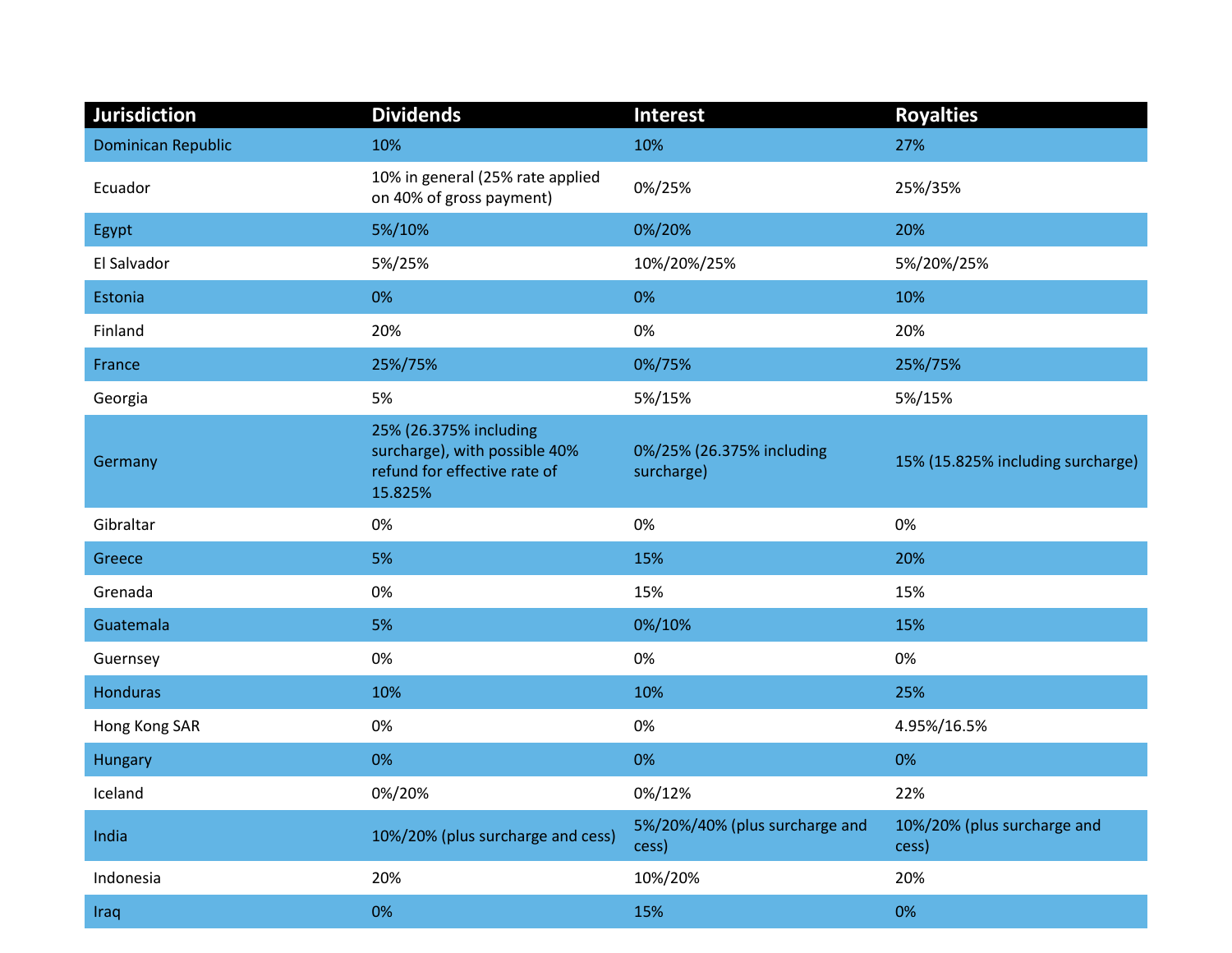| Jurisdiction | Dividends | Interest | Royalties |
|---|---|---|---|
| Dominican Republic | 10% | 10% | 27% |
| Ecuador | 10% in general (25% rate applied on 40% of gross payment) | 0%/25% | 25%/35% |
| Egypt | 5%/10% | 0%/20% | 20% |
| El Salvador | 5%/25% | 10%/20%/25% | 5%/20%/25% |
| Estonia | 0% | 0% | 10% |
| Finland | 20% | 0% | 20% |
| France | 25%/75% | 0%/75% | 25%/75% |
| Georgia | 5% | 5%/15% | 5%/15% |
| Germany | 25% (26.375% including surcharge), with possible 40% refund for effective rate of 15.825% | 0%/25% (26.375% including surcharge) | 15% (15.825% including surcharge) |
| Gibraltar | 0% | 0% | 0% |
| Greece | 5% | 15% | 20% |
| Grenada | 0% | 15% | 15% |
| Guatemala | 5% | 0%/10% | 15% |
| Guernsey | 0% | 0% | 0% |
| Honduras | 10% | 10% | 25% |
| Hong Kong SAR | 0% | 0% | 4.95%/16.5% |
| Hungary | 0% | 0% | 0% |
| Iceland | 0%/20% | 0%/12% | 22% |
| India | 10%/20% (plus surcharge and cess) | 5%/20%/40% (plus surcharge and cess) | 10%/20% (plus surcharge and cess) |
| Indonesia | 20% | 10%/20% | 20% |
| Iraq | 0% | 15% | 0% |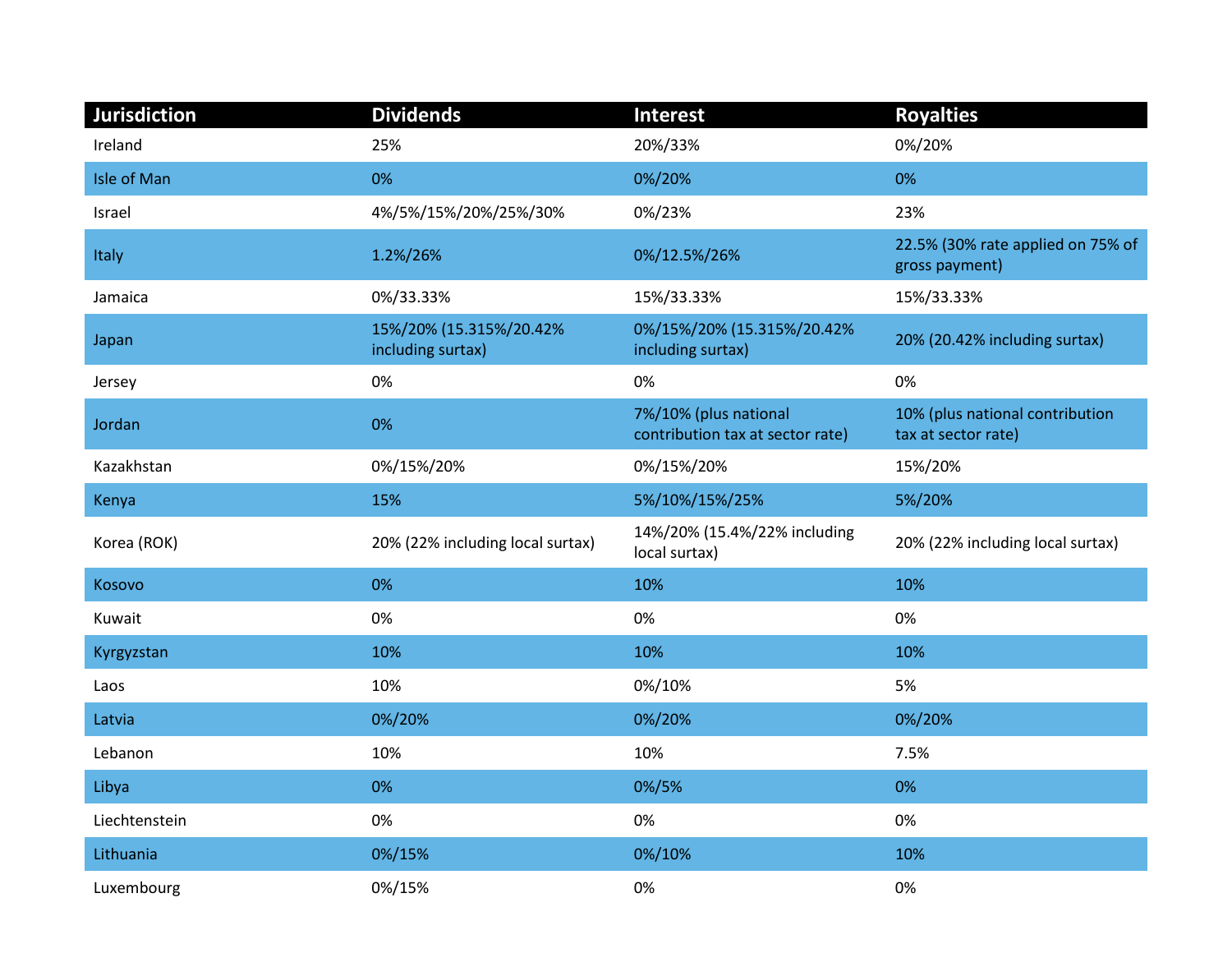| Jurisdiction | Dividends | Interest | Royalties |
|---|---|---|---|
| Ireland | 25% | 20%/33% | 0%/20% |
| Isle of Man | 0% | 0%/20% | 0% |
| Israel | 4%/5%/15%/20%/25%/30% | 0%/23% | 23% |
| Italy | 1.2%/26% | 0%/12.5%/26% | 22.5% (30% rate applied on 75% of gross payment) |
| Jamaica | 0%/33.33% | 15%/33.33% | 15%/33.33% |
| Japan | 15%/20% (15.315%/20.42% including surtax) | 0%/15%/20% (15.315%/20.42% including surtax) | 20% (20.42% including surtax) |
| Jersey | 0% | 0% | 0% |
| Jordan | 0% | 7%/10% (plus national contribution tax at sector rate) | 10% (plus national contribution tax at sector rate) |
| Kazakhstan | 0%/15%/20% | 0%/15%/20% | 15%/20% |
| Kenya | 15% | 5%/10%/15%/25% | 5%/20% |
| Korea (ROK) | 20% (22% including local surtax) | 14%/20% (15.4%/22% including local surtax) | 20% (22% including local surtax) |
| Kosovo | 0% | 10% | 10% |
| Kuwait | 0% | 0% | 0% |
| Kyrgyzstan | 10% | 10% | 10% |
| Laos | 10% | 0%/10% | 5% |
| Latvia | 0%/20% | 0%/20% | 0%/20% |
| Lebanon | 10% | 10% | 7.5% |
| Libya | 0% | 0%/5% | 0% |
| Liechtenstein | 0% | 0% | 0% |
| Lithuania | 0%/15% | 0%/10% | 10% |
| Luxembourg | 0%/15% | 0% | 0% |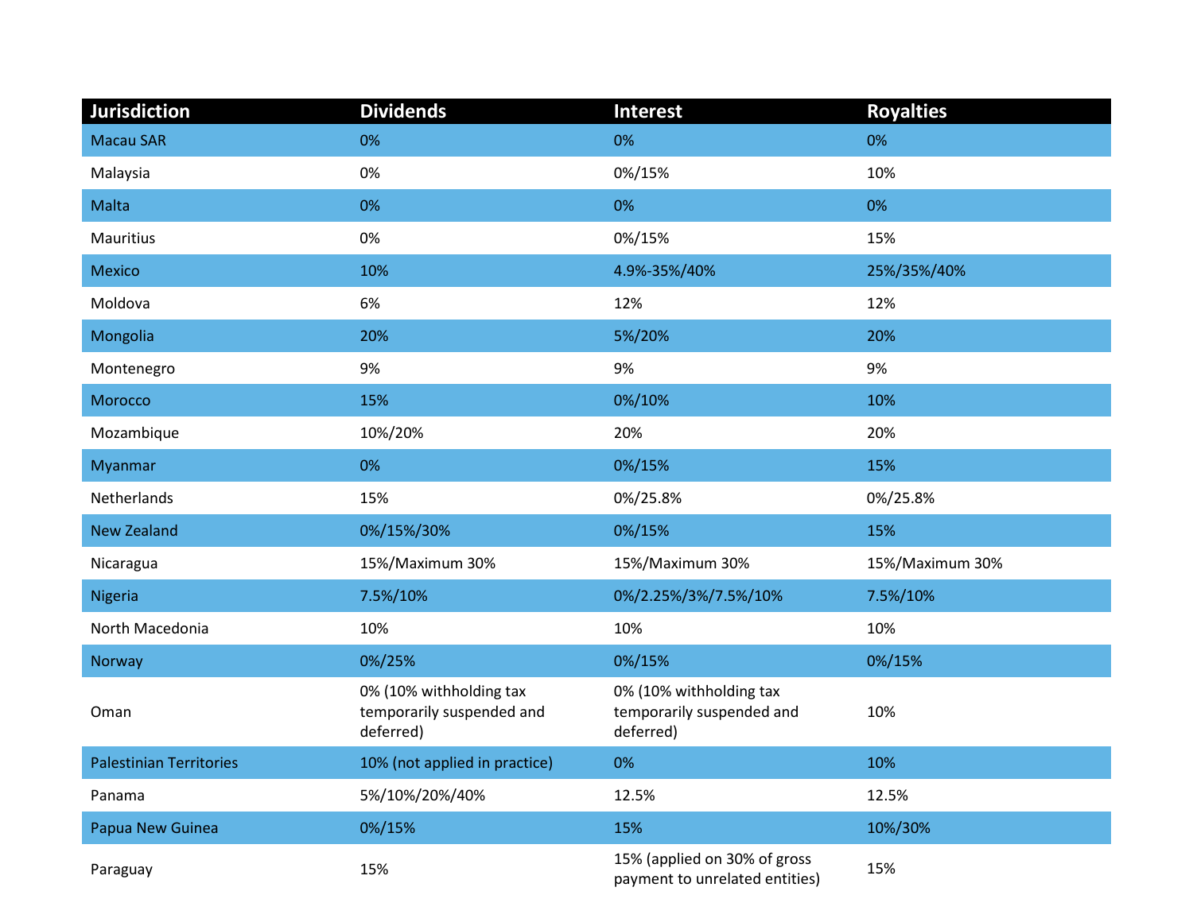| Jurisdiction | Dividends | Interest | Royalties |
|---|---|---|---|
| Macau SAR | 0% | 0% | 0% |
| Malaysia | 0% | 0%/15% | 10% |
| Malta | 0% | 0% | 0% |
| Mauritius | 0% | 0%/15% | 15% |
| Mexico | 10% | 4.9%-35%/40% | 25%/35%/40% |
| Moldova | 6% | 12% | 12% |
| Mongolia | 20% | 5%/20% | 20% |
| Montenegro | 9% | 9% | 9% |
| Morocco | 15% | 0%/10% | 10% |
| Mozambique | 10%/20% | 20% | 20% |
| Myanmar | 0% | 0%/15% | 15% |
| Netherlands | 15% | 0%/25.8% | 0%/25.8% |
| New Zealand | 0%/15%/30% | 0%/15% | 15% |
| Nicaragua | 15%/Maximum 30% | 15%/Maximum 30% | 15%/Maximum 30% |
| Nigeria | 7.5%/10% | 0%/2.25%/3%/7.5%/10% | 7.5%/10% |
| North Macedonia | 10% | 10% | 10% |
| Norway | 0%/25% | 0%/15% | 0%/15% |
| Oman | 0% (10% withholding tax temporarily suspended and deferred) | 0% (10% withholding tax temporarily suspended and deferred) | 10% |
| Palestinian Territories | 10% (not applied in practice) | 0% | 10% |
| Panama | 5%/10%/20%/40% | 12.5% | 12.5% |
| Papua New Guinea | 0%/15% | 15% | 10%/30% |
| Paraguay | 15% | 15% (applied on 30% of gross payment to unrelated entities) | 15% |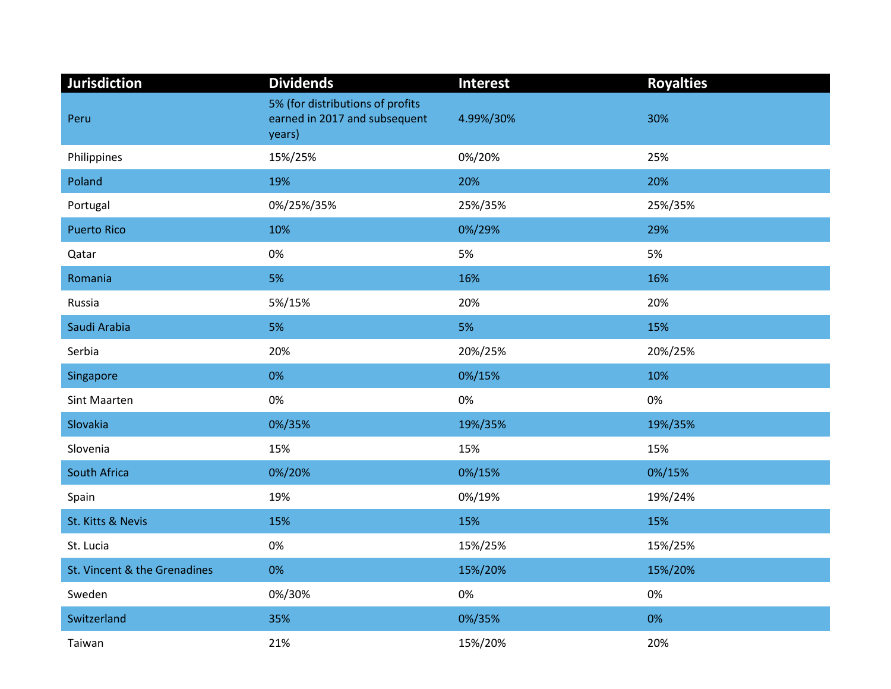| Jurisdiction | Dividends | Interest | Royalties |
|---|---|---|---|
| Peru | 5% (for distributions of profits earned in 2017 and subsequent years) | 4.99%/30% | 30% |
| Philippines | 15%/25% | 0%/20% | 25% |
| Poland | 19% | 20% | 20% |
| Portugal | 0%/25%/35% | 25%/35% | 25%/35% |
| Puerto Rico | 10% | 0%/29% | 29% |
| Qatar | 0% | 5% | 5% |
| Romania | 5% | 16% | 16% |
| Russia | 5%/15% | 20% | 20% |
| Saudi Arabia | 5% | 5% | 15% |
| Serbia | 20% | 20%/25% | 20%/25% |
| Singapore | 0% | 0%/15% | 10% |
| Sint Maarten | 0% | 0% | 0% |
| Slovakia | 0%/35% | 19%/35% | 19%/35% |
| Slovenia | 15% | 15% | 15% |
| South Africa | 0%/20% | 0%/15% | 0%/15% |
| Spain | 19% | 0%/19% | 19%/24% |
| St. Kitts & Nevis | 15% | 15% | 15% |
| St. Lucia | 0% | 15%/25% | 15%/25% |
| St. Vincent & the Grenadines | 0% | 15%/20% | 15%/20% |
| Sweden | 0%/30% | 0% | 0% |
| Switzerland | 35% | 0%/35% | 0% |
| Taiwan | 21% | 15%/20% | 20% |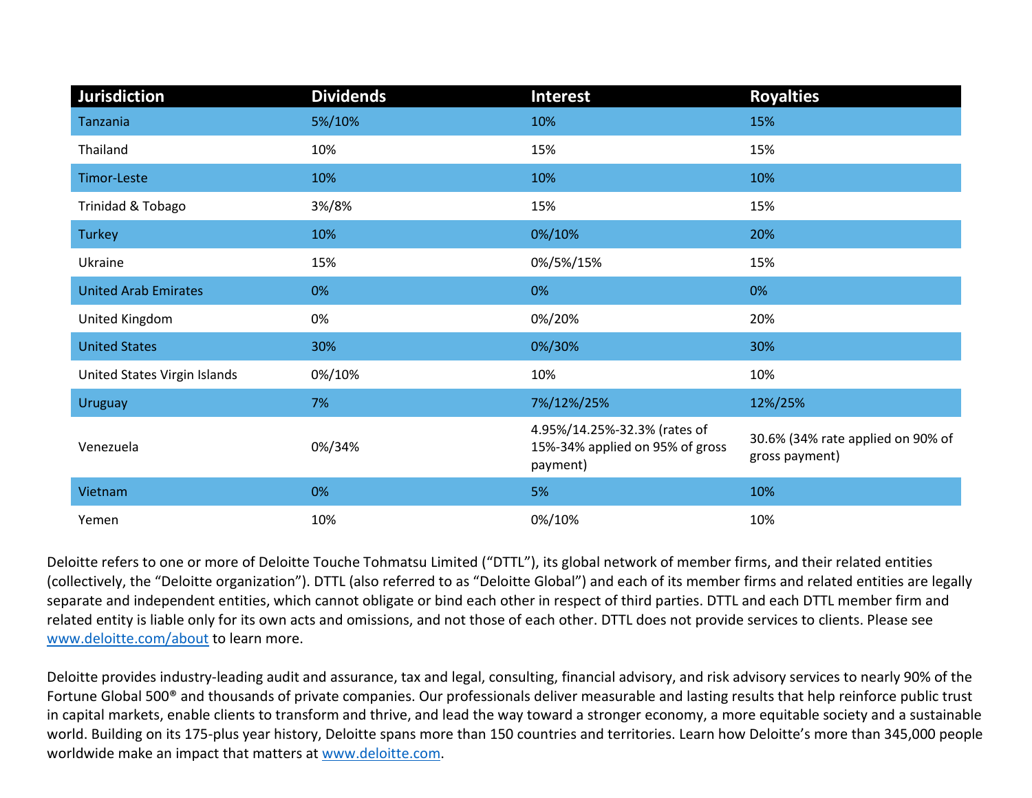| Jurisdiction | Dividends | Interest | Royalties |
| --- | --- | --- | --- |
| Tanzania | 5%/10% | 10% | 15% |
| Thailand | 10% | 15% | 15% |
| Timor-Leste | 10% | 10% | 10% |
| Trinidad & Tobago | 3%/8% | 15% | 15% |
| Turkey | 10% | 0%/10% | 20% |
| Ukraine | 15% | 0%/5%/15% | 15% |
| United Arab Emirates | 0% | 0% | 0% |
| United Kingdom | 0% | 0%/20% | 20% |
| United States | 30% | 0%/30% | 30% |
| United States Virgin Islands | 0%/10% | 10% | 10% |
| Uruguay | 7% | 7%/12%/25% | 12%/25% |
| Venezuela | 0%/34% | 4.95%/14.25%-32.3% (rates of 15%-34% applied on 95% of gross payment) | 30.6% (34% rate applied on 90% of gross payment) |
| Vietnam | 0% | 5% | 10% |
| Yemen | 10% | 0%/10% | 10% |

Deloitte refers to one or more of Deloitte Touche Tohmatsu Limited ("DTTL"), its global network of member firms, and their related entities (collectively, the "Deloitte organization"). DTTL (also referred to as "Deloitte Global") and each of its member firms and related entities are legally separate and independent entities, which cannot obligate or bind each other in respect of third parties. DTTL and each DTTL member firm and related entity is liable only for its own acts and omissions, and not those of each other. DTTL does not provide services to clients. Please see www.deloitte.com/about to learn more.

Deloitte provides industry-leading audit and assurance, tax and legal, consulting, financial advisory, and risk advisory services to nearly 90% of the Fortune Global 500® and thousands of private companies. Our professionals deliver measurable and lasting results that help reinforce public trust in capital markets, enable clients to transform and thrive, and lead the way toward a stronger economy, a more equitable society and a sustainable world. Building on its 175-plus year history, Deloitte spans more than 150 countries and territories. Learn how Deloitte's more than 345,000 people worldwide make an impact that matters at www.deloitte.com.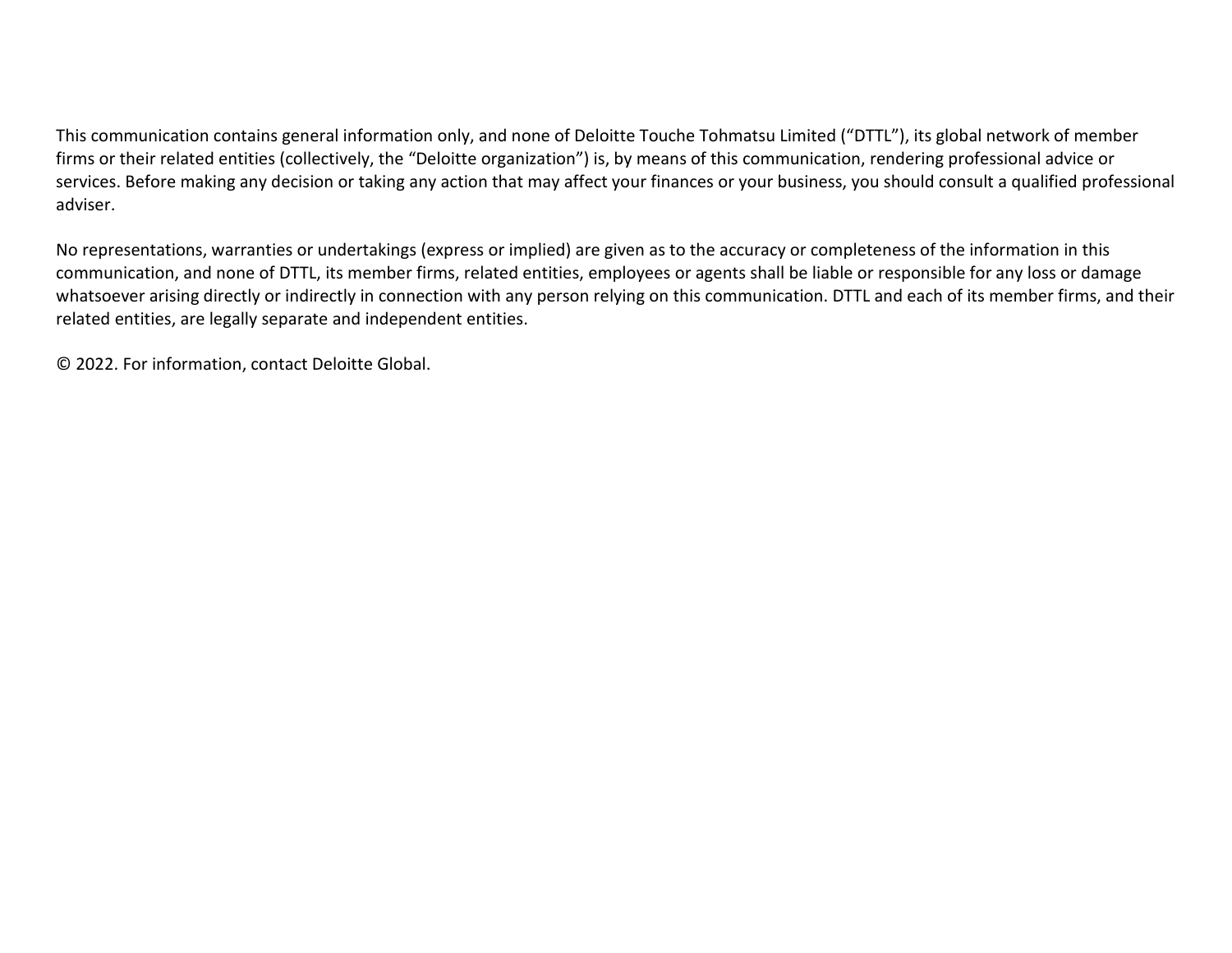This communication contains general information only, and none of Deloitte Touche Tohmatsu Limited ("DTTL"), its global network of member firms or their related entities (collectively, the "Deloitte organization") is, by means of this communication, rendering professional advice or services. Before making any decision or taking any action that may affect your finances or your business, you should consult a qualified professional adviser.

No representations, warranties or undertakings (express or implied) are given as to the accuracy or completeness of the information in this communication, and none of DTTL, its member firms, related entities, employees or agents shall be liable or responsible for any loss or damage whatsoever arising directly or indirectly in connection with any person relying on this communication. DTTL and each of its member firms, and their related entities, are legally separate and independent entities.

© 2022. For information, contact Deloitte Global.